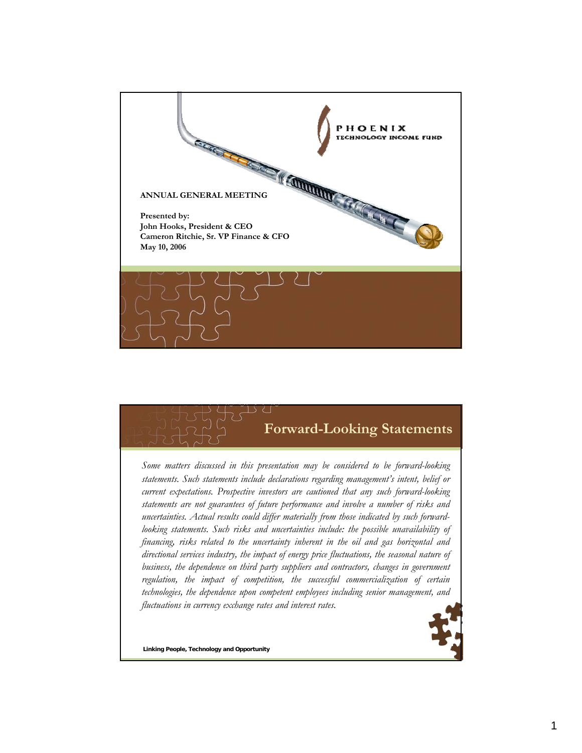PHOENIX
TECHNOLOGY INCOME FUND

**ANNUAL GENERAL MEETING**

**Presented by:**
**John Hooks, President & CEO**
**Cameron Ritchie, Sr. VP Finance & CFO**
**May 10, 2006**

## Forward-Looking Statements

*Some matters discussed in this presentation may be considered to be forward-looking statements. Such statements include declarations regarding management's intent, belief or current expectations. Prospective investors are cautioned that any such forward-looking statements are not guarantees of future performance and involve a number of risks and uncertainties. Actual results could differ materially from those indicated by such forward-looking statements. Such risks and uncertainties include: the possible unavailability of financing, risks related to the uncertainty inherent in the oil and gas horizontal and directional services industry, the impact of energy price fluctuations, the seasonal nature of business, the dependence on third party suppliers and contractors, changes in government regulation, the impact of competition, the successful commercialization of certain technologies, the dependence upon competent employees including senior management, and fluctuations in currency exchange rates and interest rates.*

**Linking People, Technology and Opportunity**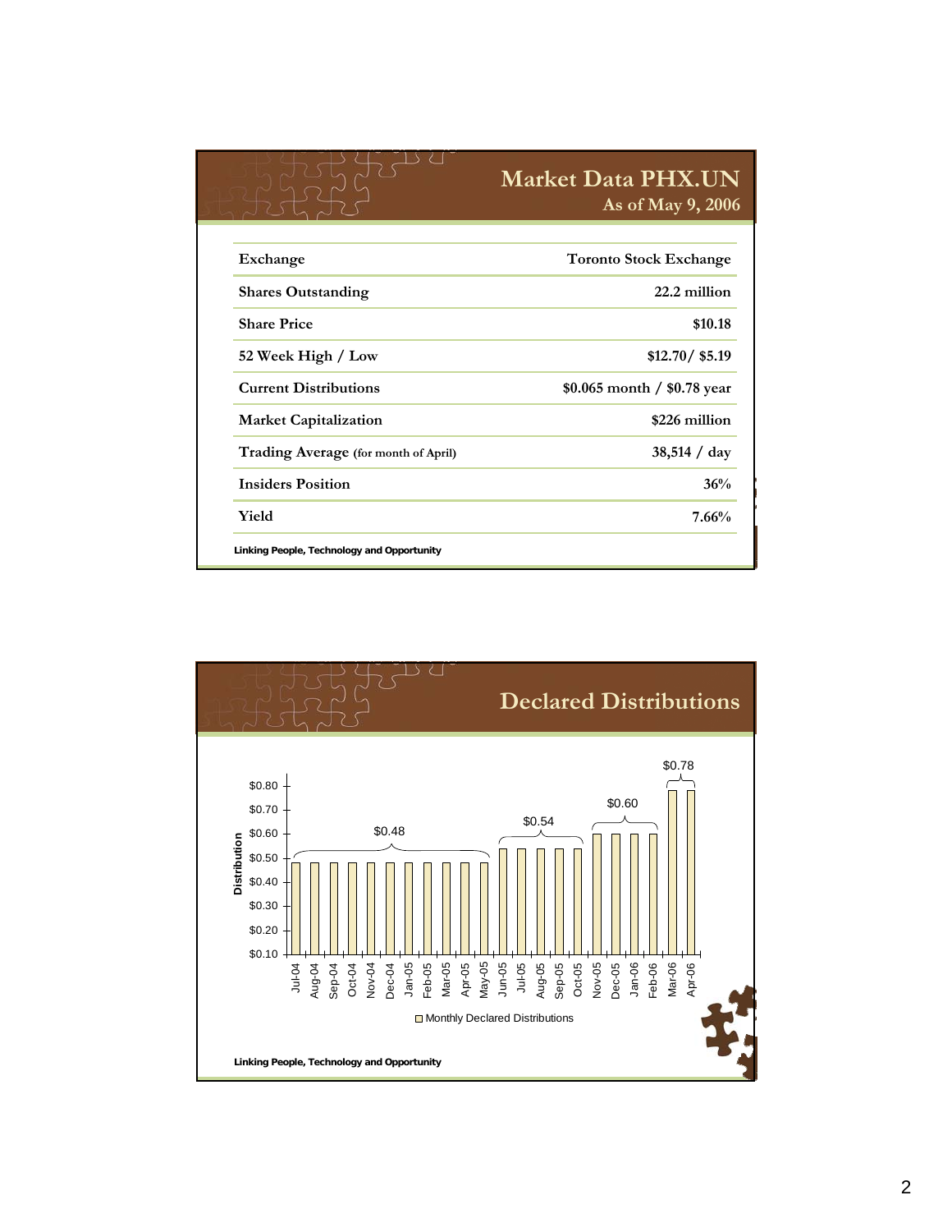## Market Data PHX.UN

### As of May 9, 2006

| | |
|---|---|
| **Exchange** | **Toronto Stock Exchange** |
| **Shares Outstanding** | **22.2 million** |
| **Share Price** | **$10.18** |
| **52 Week High / Low** | **$12.70/ $5.19** |
| **Current Distributions** | **$0.065 month / $0.78 year** |
| **Market Capitalization** | **$226 million** |
| **Trading Average** (for month of April) | **38,514 / day** |
| **Insiders Position** | **36%** |
| **Yield** | **7.66%** |

**Linking People, Technology and Opportunity**

## Declared Distributions

| Month | Monthly Declared Distributions |
|---|---|
| Jul-04 to May-05 | $0.48 |
| Jun-05 to Oct-05 | $0.54 |
| Nov-05 to Feb-06 | $0.60 |
| Mar-06 to Apr-06 | $0.78 |

**Linking People, Technology and Opportunity**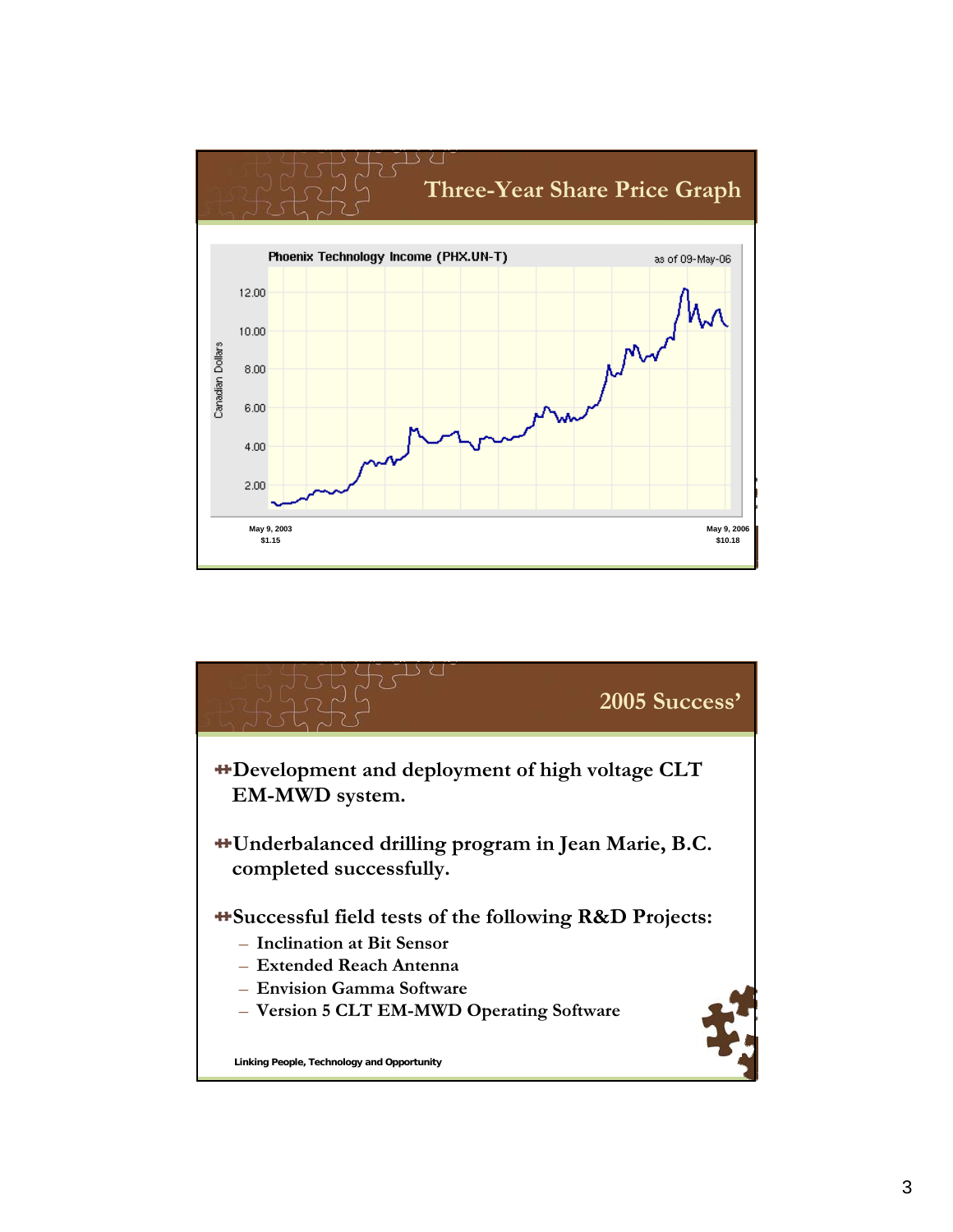## Three-Year Share Price Graph

Phoenix Technology Income (PHX.UN-T) — as of 09-May-06

Canadian Dollars

May 9, 2003 $1.15

May 9, 2006 $10.18

## 2005 Success'

- Development and deployment of high voltage CLT EM-MWD system.
- Underbalanced drilling program in Jean Marie, B.C. completed successfully.
- Successful field tests of the following R&D Projects:
  - Inclination at Bit Sensor
  - Extended Reach Antenna
  - Envision Gamma Software
  - Version 5 CLT EM-MWD Operating Software

Linking People, Technology and Opportunity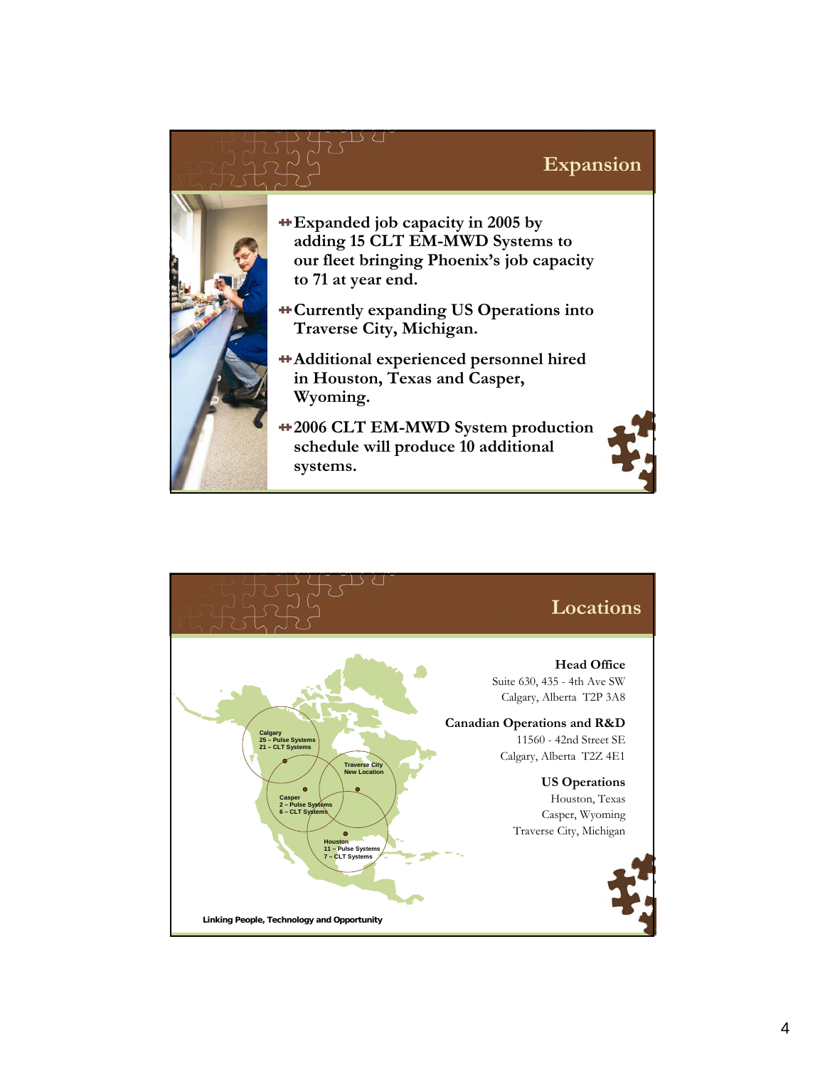## Expansion

- Expanded job capacity in 2005 by adding 15 CLT EM-MWD Systems to our fleet bringing Phoenix's job capacity to 71 at year end.
- Currently expanding US Operations into Traverse City, Michigan.
- Additional experienced personnel hired in Houston, Texas and Casper, Wyoming.
- 2006 CLT EM-MWD System production schedule will produce 10 additional systems.

## Locations

Calgary
25 – Pulse Systems
21 – CLT Systems

Traverse City
New Location

Casper
2 – Pulse Systems
6 – CLT Systems

Houston
11 – Pulse Systems
7 – CLT Systems

**Head Office**
Suite 630, 435 - 4th Ave SW
Calgary, Alberta T2P 3A8

**Canadian Operations and R&D**
11560 - 42nd Street SE
Calgary, Alberta T2Z 4E1

**US Operations**
Houston, Texas
Casper, Wyoming
Traverse City, Michigan

**Linking People, Technology and Opportunity**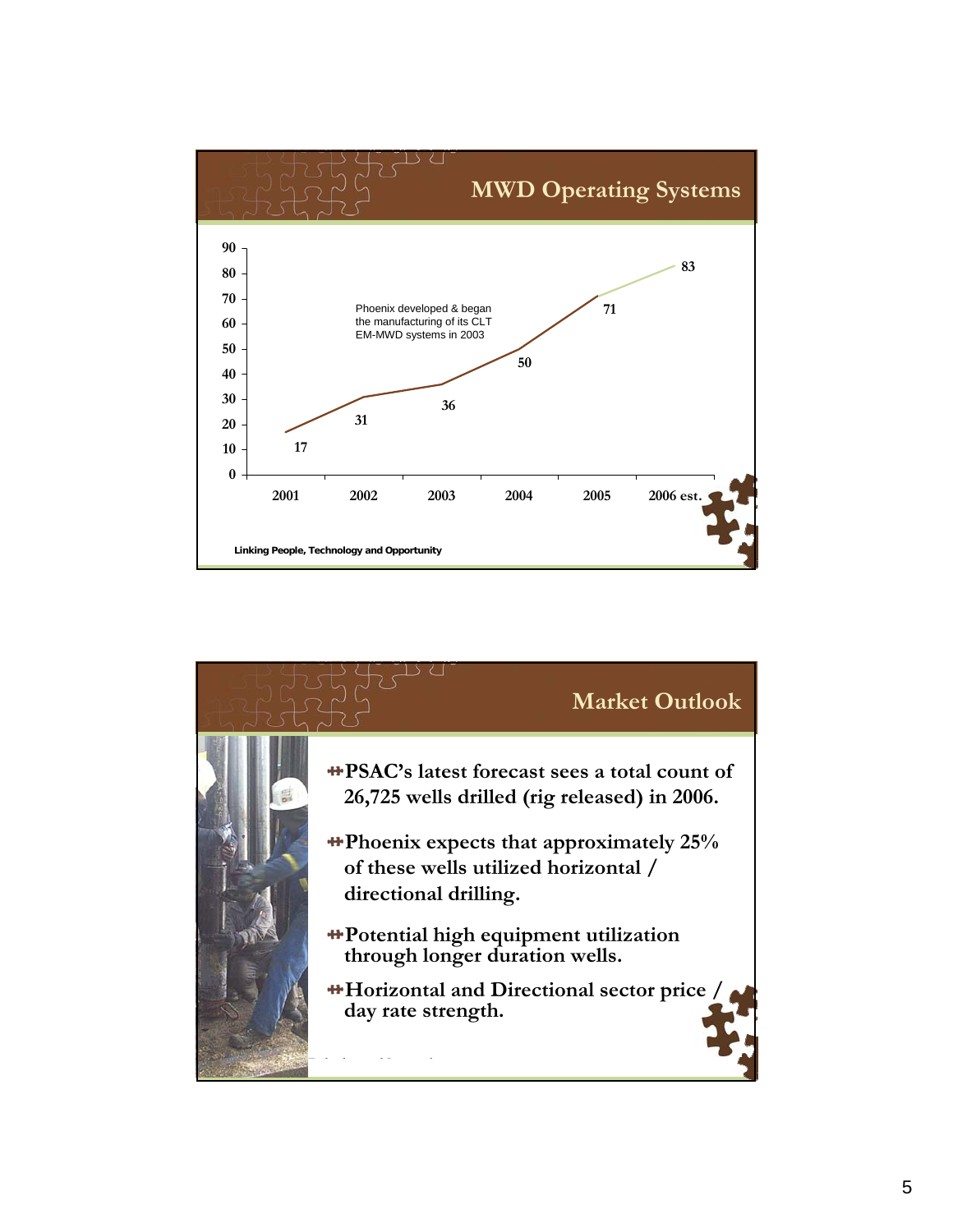## MWD Operating Systems

| Year | MWD Operating Systems |
|---|---|
| 2001 | 17 |
| 2002 | 31 |
| 2003 | 36 |
| 2004 | 50 |
| 2005 | 71 |
| 2006 est. | 83 |

Phoenix developed & began the manufacturing of its CLT EM-MWD systems in 2003

Linking People, Technology and Opportunity

## Market Outlook

- PSAC's latest forecast sees a total count of 26,725 wells drilled (rig released) in 2006.
- Phoenix expects that approximately 25% of these wells utilized horizontal / directional drilling.
- Potential high equipment utilization through longer duration wells.
- Horizontal and Directional sector price / day rate strength.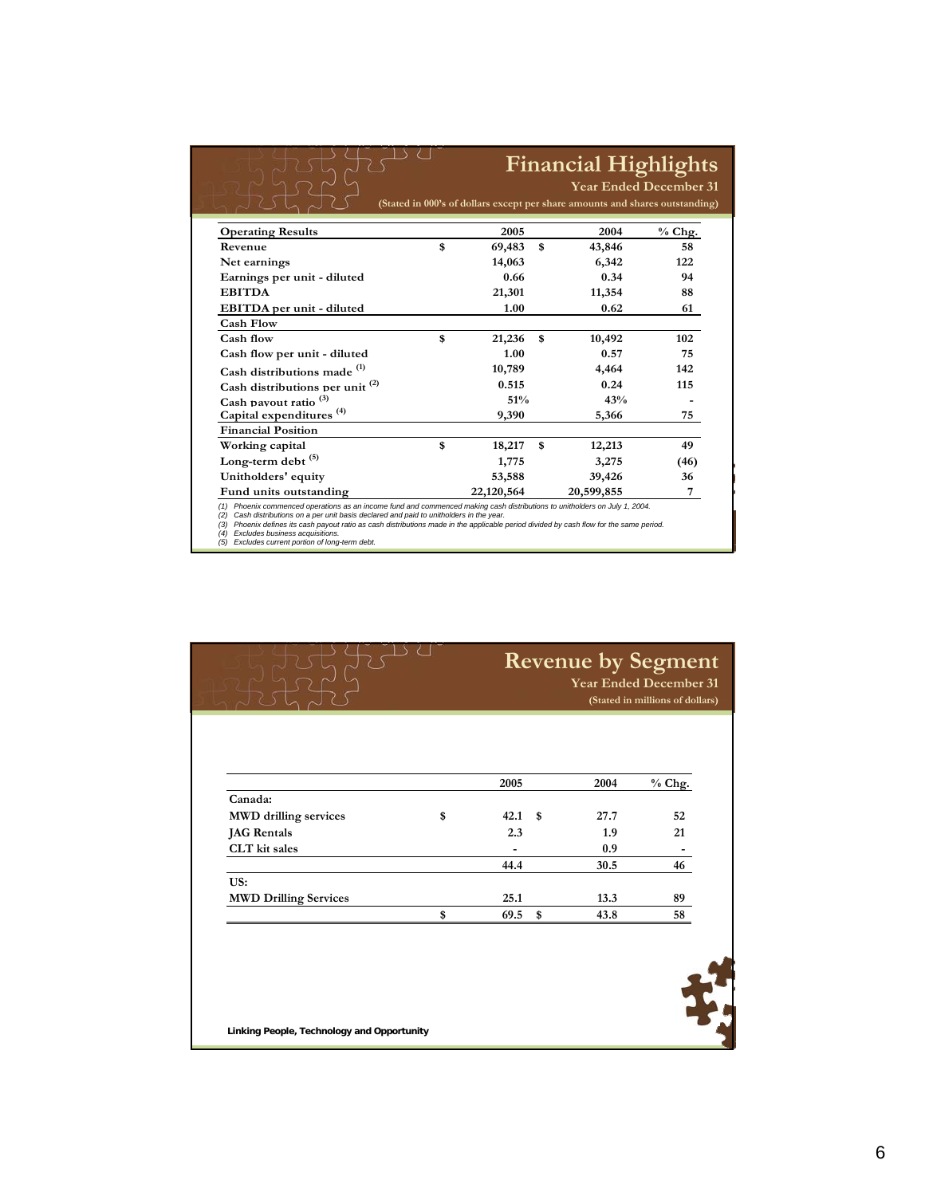## Financial Highlights

**Year Ended December 31**

**(Stated in 000's of dollars except per share amounts and shares outstanding)**

| Operating Results | | 2005 | | 2004 | % Chg. |
|---|---|---|---|---|---|
| Revenue | $ | 69,483 | $ | 43,846 | 58 |
| Net earnings | | 14,063 | | 6,342 | 122 |
| Earnings per unit - diluted | | 0.66 | | 0.34 | 94 |
| EBITDA | | 21,301 | | 11,354 | 88 |
| EBITDA per unit - diluted | | 1.00 | | 0.62 | 61 |
| **Cash Flow** | | | | | |
| Cash flow | $ | 21,236 | $ | 10,492 | 102 |
| Cash flow per unit - diluted | | 1.00 | | 0.57 | 75 |
| Cash distributions made [1] | | 10,789 | | 4,464 | 142 |
| Cash distributions per unit [2] | | 0.515 | | 0.24 | 115 |
| Cash payout ratio [3] | | 51% | | 43% | - |
| Capital expenditures [4] | | 9,390 | | 5,366 | 75 |
| **Financial Position** | | | | | |
| Working capital | $ | 18,217 | $ | 12,213 | 49 |
| Long-term debt [5] | | 1,775 | | 3,275 | (46) |
| Unitholders' equity | | 53,588 | | 39,426 | 36 |
| Fund units outstanding | | 22,120,564 | | 20,599,855 | 7 |

*(1) Phoenix commenced operations as an income fund and commenced making cash distributions to unitholders on July 1, 2004.*
*(2) Cash distributions on a per unit basis declared and paid to unitholders in the year.*
*(3) Phoenix defines its cash payout ratio as cash distributions made in the applicable period divided by cash flow for the same period.*
*(4) Excludes business acquisitions.*
*(5) Excludes current portion of long-term debt.*

## Revenue by Segment

**Year Ended December 31**

**(Stated in millions of dollars)**

| | | 2005 | | 2004 | % Chg. |
|---|---|---|---|---|---|
| Canada: | | | | | |
| MWD drilling services | $ | 42.1 | $ | 27.7 | 52 |
| JAG Rentals | | 2.3 | | 1.9 | 21 |
| CLT kit sales | | - | | 0.9 | - |
| | | 44.4 | | 30.5 | 46 |
| US: | | | | | |
| MWD Drilling Services | | 25.1 | | 13.3 | 89 |
| | $ | 69.5 | $ | 43.8 | 58 |

**Linking People, Technology and Opportunity**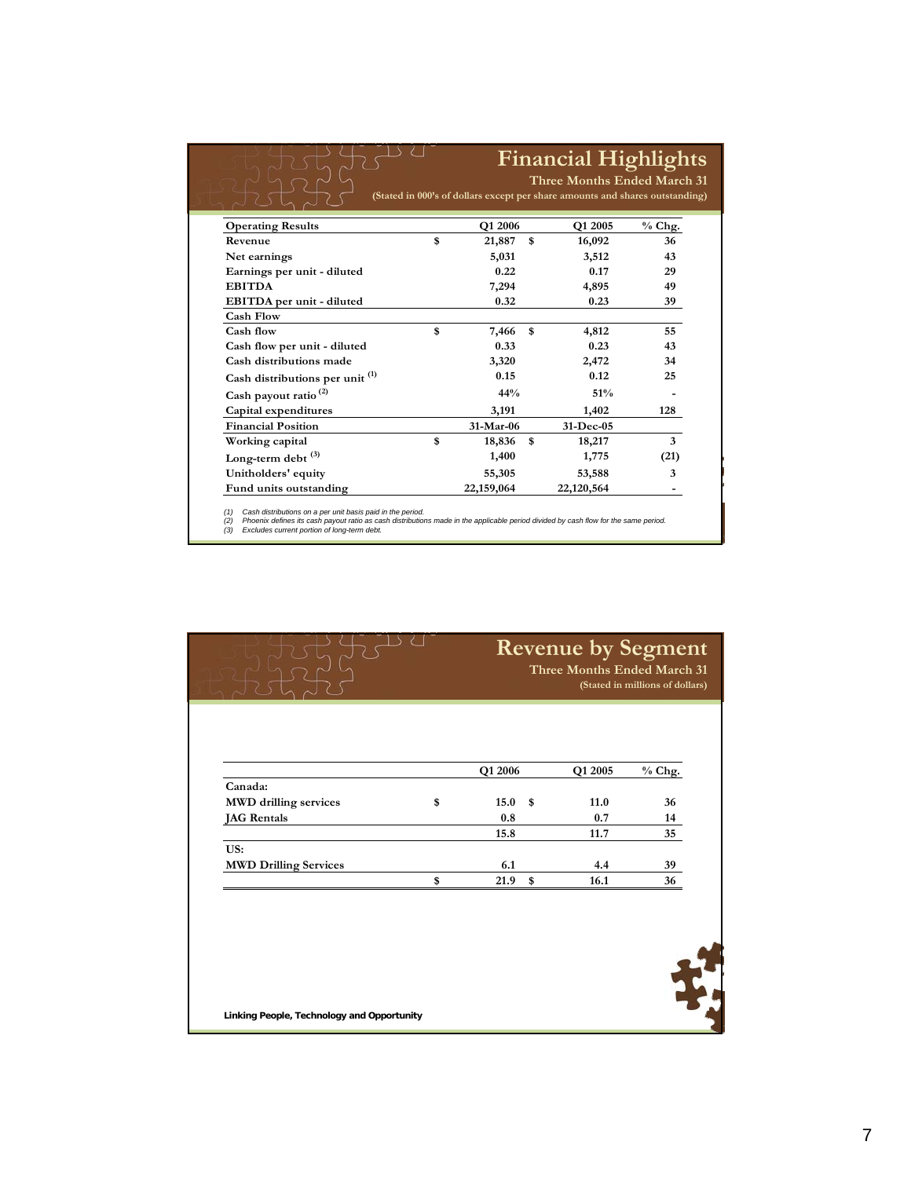## Financial Highlights

### Three Months Ended March 31

(Stated in 000's of dollars except per share amounts and shares outstanding)

| Operating Results | | Q1 2006 | | Q1 2005 | % Chg. |
|---|---|---|---|---|---|
| Revenue | $ | 21,887 | $ | 16,092 | 36 |
| Net earnings | | 5,031 | | 3,512 | 43 |
| Earnings per unit - diluted | | 0.22 | | 0.17 | 29 |
| EBITDA | | 7,294 | | 4,895 | 49 |
| EBITDA per unit - diluted | | 0.32 | | 0.23 | 39 |
| **Cash Flow** | | | | | |
| Cash flow | $ | 7,466 | $ | 4,812 | 55 |
| Cash flow per unit - diluted | | 0.33 | | 0.23 | 43 |
| Cash distributions made | | 3,320 | | 2,472 | 34 |
| Cash distributions per unit [1] | | 0.15 | | 0.12 | 25 |
| Cash payout ratio [2] | | 44% | | 51% | - |
| Capital expenditures | | 3,191 | | 1,402 | 128 |
| **Financial Position** | | 31-Mar-06 | | 31-Dec-05 | |
| Working capital | $ | 18,836 | $ | 18,217 | 3 |
| Long-term debt [3] | | 1,400 | | 1,775 | (21) |
| Unitholders' equity | | 55,305 | | 53,588 | 3 |
| Fund units outstanding | | 22,159,064 | | 22,120,564 | - |

*(1) Cash distributions on a per unit basis paid in the period.*
*(2) Phoenix defines its cash payout ratio as cash distributions made in the applicable period divided by cash flow for the same period.*
*(3) Excludes current portion of long-term debt.*

## Revenue by Segment

### Three Months Ended March 31

(Stated in millions of dollars)

| | | Q1 2006 | | Q1 2005 | % Chg. |
|---|---|---|---|---|---|
| Canada: | | | | | |
| MWD drilling services | $ | 15.0 | $ | 11.0 | 36 |
| JAG Rentals | | 0.8 | | 0.7 | 14 |
| | | 15.8 | | 11.7 | 35 |
| US: | | | | | |
| MWD Drilling Services | | 6.1 | | 4.4 | 39 |
| | $ | 21.9 | $ | 16.1 | 36 |

**Linking People, Technology and Opportunity**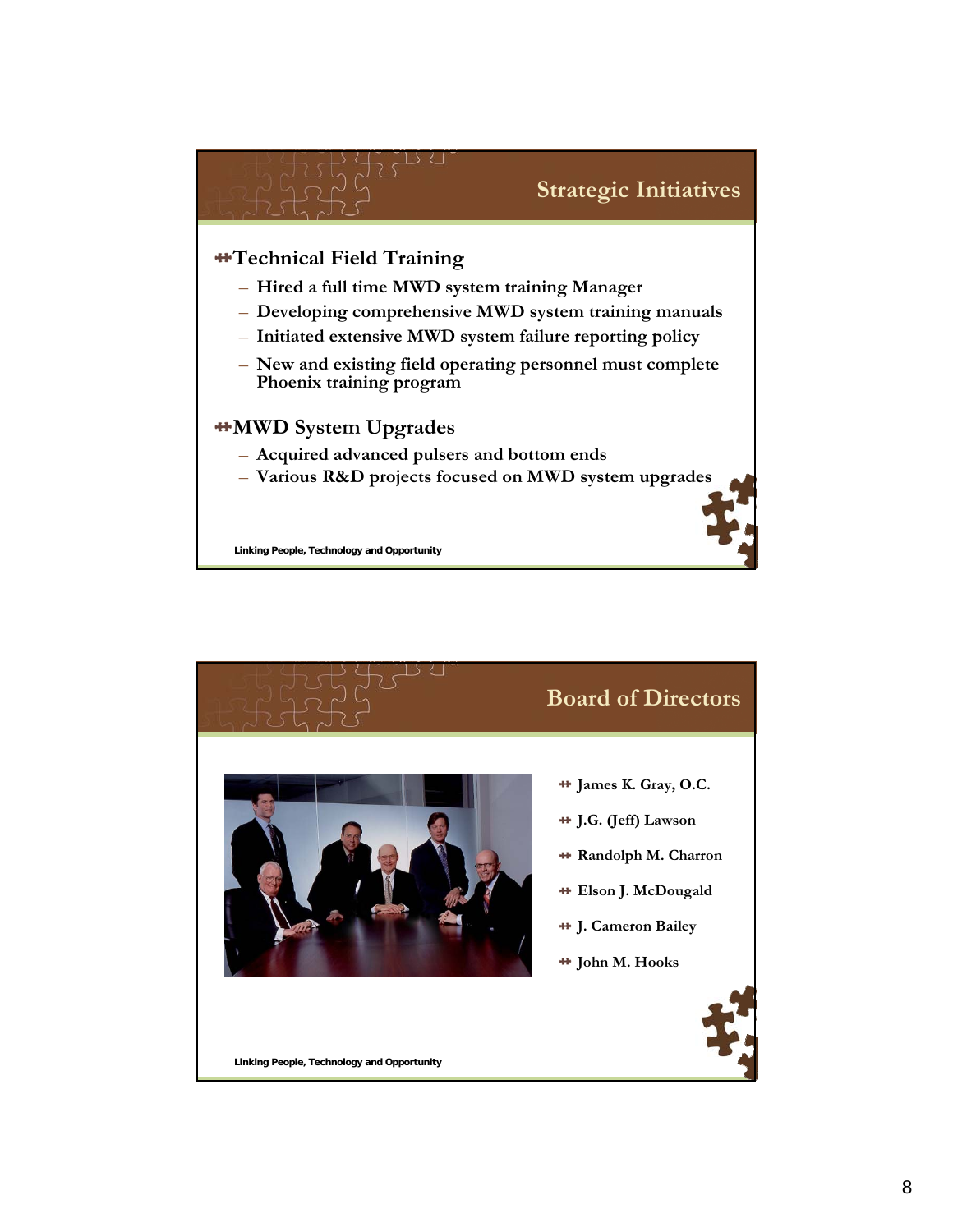## Strategic Initiatives

- **Technical Field Training**
  - Hired a full time MWD system training Manager
  - Developing comprehensive MWD system training manuals
  - Initiated extensive MWD system failure reporting policy
  - New and existing field operating personnel must complete Phoenix training program
- **MWD System Upgrades**
  - Acquired advanced pulsers and bottom ends
  - Various R&D projects focused on MWD system upgrades

Linking People, Technology and Opportunity

## Board of Directors

- James K. Gray, O.C.
- J.G. (Jeff) Lawson
- Randolph M. Charron
- Elson J. McDougald
- J. Cameron Bailey
- John M. Hooks

Linking People, Technology and Opportunity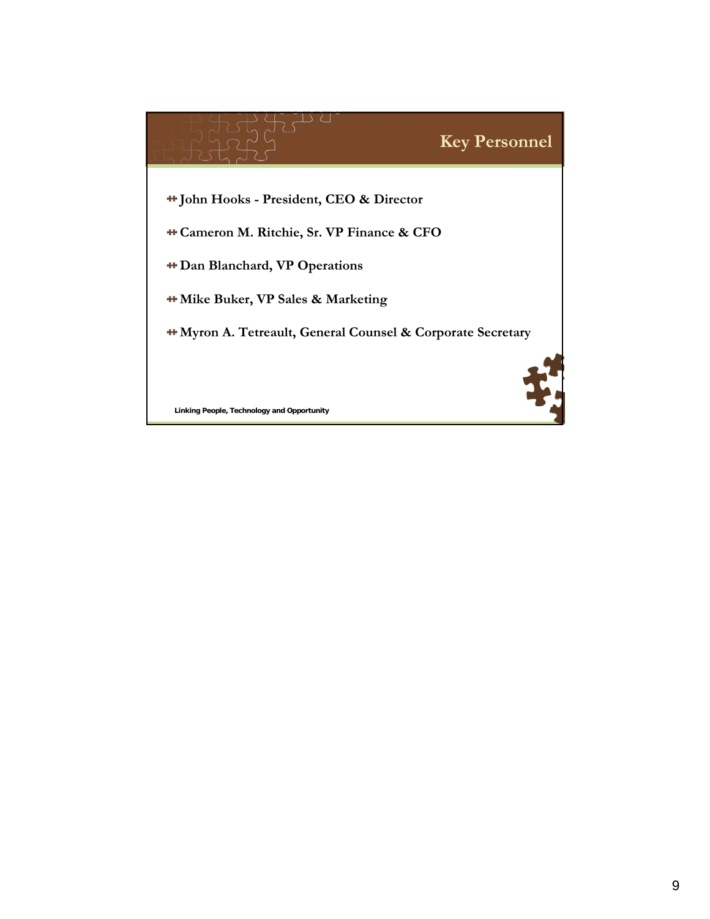## Key Personnel

- **John Hooks - President, CEO & Director**
- **Cameron M. Ritchie, Sr. VP Finance & CFO**
- **Dan Blanchard, VP Operations**
- **Mike Buker, VP Sales & Marketing**
- **Myron A. Tetreault, General Counsel & Corporate Secretary**

**Linking People, Technology and Opportunity**